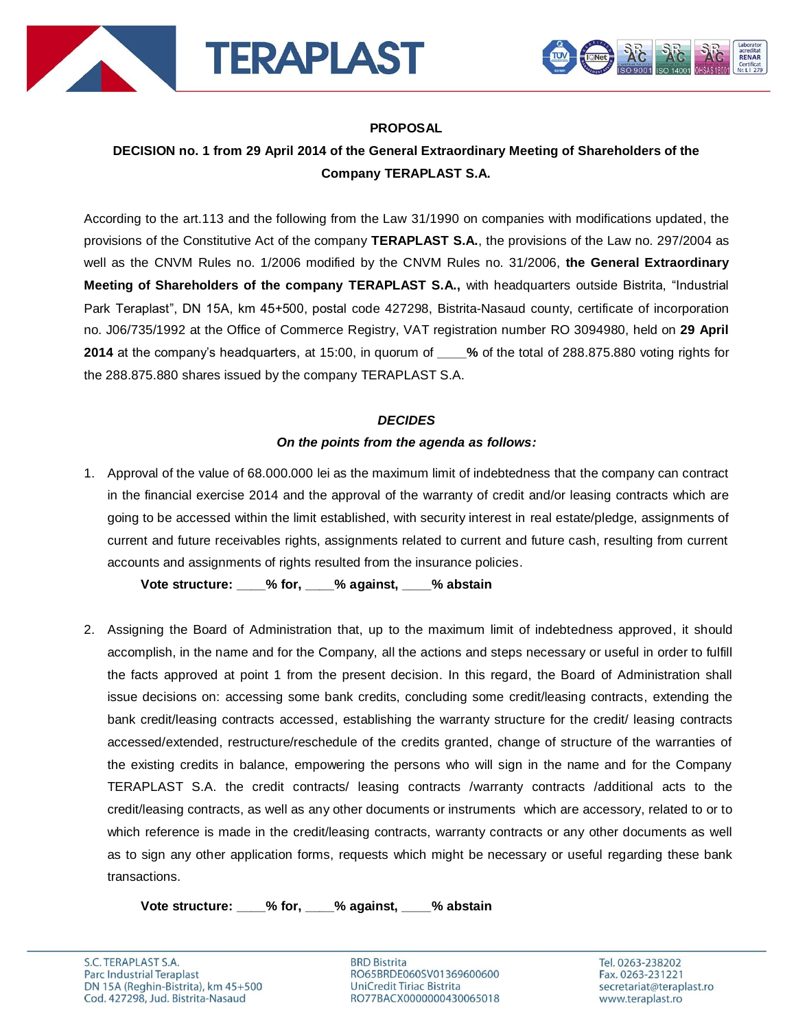**PROPOSAL**

**DECISION no. 1 from 29 April 2014 of the General Extraordinary Meeting of Shareholders of the Company TERAPLAST S.A.**

According to the art.113 and the following from the Law 31/1990 on companies with modifications updated, the provisions of the Constitutive Act of the company **TERAPLAST S.A.**, the provisions of the Law no. 297/2004 as well as the CNVM Rules no. 1/2006 modified by the CNVM Rules no. 31/2006, **the General Extraordinary Meeting of Shareholders of the company TERAPLAST S.A.,** with headquarters outside Bistrita, "Industrial Park Teraplast", DN 15A, km 45+500, postal code 427298, Bistrita-Nasaud county, certificate of incorporation no. J06/735/1992 at the Office of Commerce Registry, VAT registration number RO 3094980, held on **29 April 2014** at the company's headquarters, at 15:00, in quorum of **____%** of the total of 288.875.880 voting rights for the 288.875.880 shares issued by the company TERAPLAST S.A.

***DECIDES***

***On the points from the agenda as follows:***

1. Approval of the value of 68.000.000 lei as the maximum limit of indebtedness that the company can contract in the financial exercise 2014 and the approval of the warranty of credit and/or leasing contracts which are going to be accessed within the limit established, with security interest in real estate/pledge, assignments of current and future receivables rights, assignments related to current and future cash, resulting from current accounts and assignments of rights resulted from the insurance policies.

   **Vote structure: ____% for, ____% against, ____% abstain**

2. Assigning the Board of Administration that, up to the maximum limit of indebtedness approved, it should accomplish, in the name and for the Company, all the actions and steps necessary or useful in order to fulfill the facts approved at point 1 from the present decision. In this regard, the Board of Administration shall issue decisions on: accessing some bank credits, concluding some credit/leasing contracts, extending the bank credit/leasing contracts accessed, establishing the warranty structure for the credit/ leasing contracts accessed/extended, restructure/reschedule of the credits granted, change of structure of the warranties of the existing credits in balance, empowering the persons who will sign in the name and for the Company TERAPLAST S.A. the credit contracts/ leasing contracts /warranty contracts /additional acts to the credit/leasing contracts, as well as any other documents or instruments which are accessory, related to or to which reference is made in the credit/leasing contracts, warranty contracts or any other documents as well as to sign any other application forms, requests which might be necessary or useful regarding these bank transactions.

   **Vote structure: ____% for, ____% against, ____% abstain**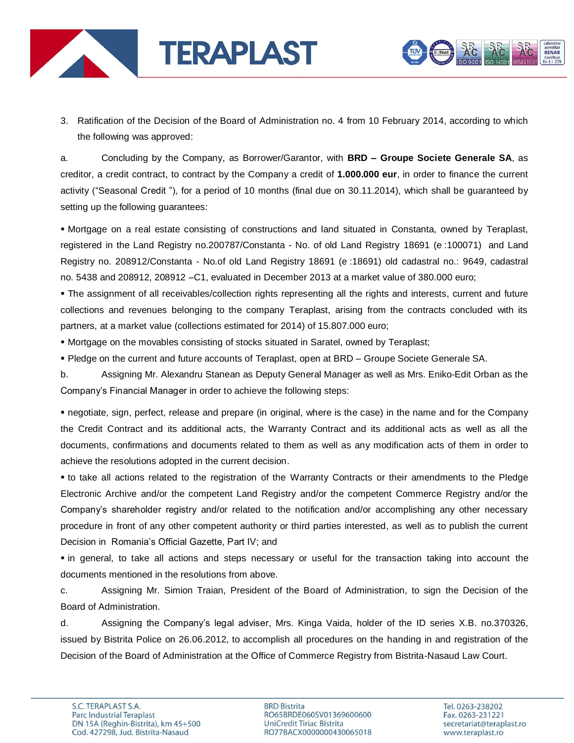3. Ratification of the Decision of the Board of Administration no. 4 from 10 February 2014, according to which the following was approved:

a. Concluding by the Company, as Borrower/Garantor, with **BRD – Groupe Societe Generale SA**, as creditor, a credit contract, to contract by the Company a credit of **1.000.000 eur**, in order to finance the current activity ("Seasonal Credit "), for a period of 10 months (final due on 30.11.2014), which shall be guaranteed by setting up the following guarantees:

▪ Mortgage on a real estate consisting of constructions and land situated in Constanta, owned by Teraplast, registered in the Land Registry no.200787/Constanta - No. of old Land Registry 18691 (e :100071) and Land Registry no. 208912/Constanta - No.of old Land Registry 18691 (e :18691) old cadastral no.: 9649, cadastral no. 5438 and 208912, 208912 –C1, evaluated in December 2013 at a market value of 380.000 euro;

▪ The assignment of all receivables/collection rights representing all the rights and interests, current and future collections and revenues belonging to the company Teraplast, arising from the contracts concluded with its partners, at a market value (collections estimated for 2014) of 15.807.000 euro;

▪ Mortgage on the movables consisting of stocks situated in Saratel, owned by Teraplast;

▪ Pledge on the current and future accounts of Teraplast, open at BRD – Groupe Societe Generale SA.

b. Assigning Mr. Alexandru Stanean as Deputy General Manager as well as Mrs. Eniko-Edit Orban as the Company's Financial Manager in order to achieve the following steps:

▪ negotiate, sign, perfect, release and prepare (in original, where is the case) in the name and for the Company the Credit Contract and its additional acts, the Warranty Contract and its additional acts as well as all the documents, confirmations and documents related to them as well as any modification acts of them in order to achieve the resolutions adopted in the current decision.

▪ to take all actions related to the registration of the Warranty Contracts or their amendments to the Pledge Electronic Archive and/or the competent Land Registry and/or the competent Commerce Registry and/or the Company's shareholder registry and/or related to the notification and/or accomplishing any other necessary procedure in front of any other competent authority or third parties interested, as well as to publish the current Decision in Romania's Official Gazette, Part IV; and

▪ in general, to take all actions and steps necessary or useful for the transaction taking into account the documents mentioned in the resolutions from above.

c. Assigning Mr. Simion Traian, President of the Board of Administration, to sign the Decision of the Board of Administration.

d. Assigning the Company's legal adviser, Mrs. Kinga Vaida, holder of the ID series X.B. no.370326, issued by Bistrita Police on 26.06.2012, to accomplish all procedures on the handing in and registration of the Decision of the Board of Administration at the Office of Commerce Registry from Bistrita-Nasaud Law Court.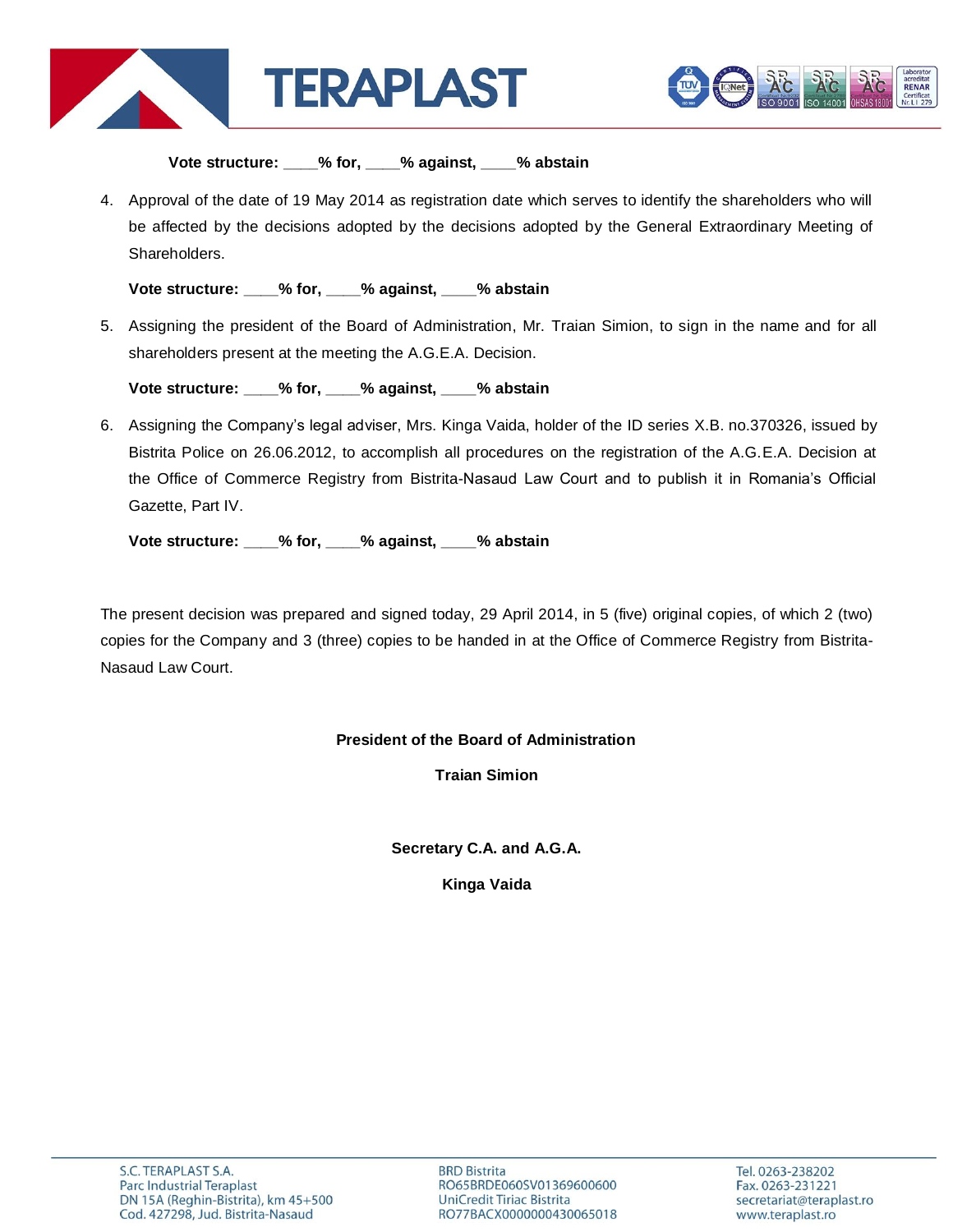**Vote structure: ____% for, ____% against, ____% abstain**

4. Approval of the date of 19 May 2014 as registration date which serves to identify the shareholders who will be affected by the decisions adopted by the decisions adopted by the General Extraordinary Meeting of Shareholders.

   **Vote structure: ____% for, ____% against, ____% abstain**

5. Assigning the president of the Board of Administration, Mr. Traian Simion, to sign in the name and for all shareholders present at the meeting the A.G.E.A. Decision.

   **Vote structure: ____% for, ____% against, ____% abstain**

6. Assigning the Company's legal adviser, Mrs. Kinga Vaida, holder of the ID series X.B. no.370326, issued by Bistrita Police on 26.06.2012, to accomplish all procedures on the registration of the A.G.E.A. Decision at the Office of Commerce Registry from Bistrita-Nasaud Law Court and to publish it in Romania's Official Gazette, Part IV.

   **Vote structure: ____% for, ____% against, ____% abstain**

The present decision was prepared and signed today, 29 April 2014, in 5 (five) original copies, of which 2 (two) copies for the Company and 3 (three) copies to be handed in at the Office of Commerce Registry from Bistrita-Nasaud Law Court.

**President of the Board of Administration**

**Traian Simion**

**Secretary C.A. and A.G.A.**

**Kinga Vaida**